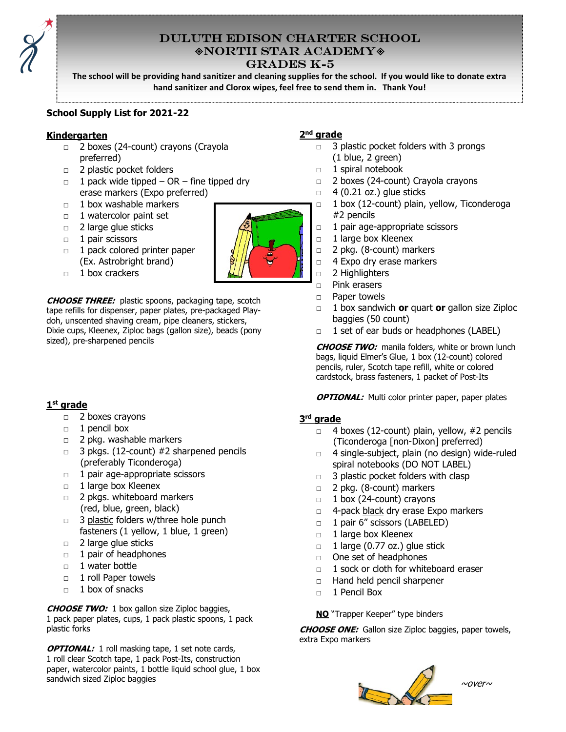# DULUTH EDISON CHARTER SCHOOL
# ⟐NORTH STAR ACADEMY⟐
# GRADES K-5

**The school will be providing hand sanitizer and cleaning supplies for the school. If you would like to donate extra hand sanitizer and Clorox wipes, feel free to send them in. Thank You!**

**School Supply List for 2021-22**

## Kindergarten

- □ 2 boxes (24-count) crayons (Crayola preferred)
- □ 2 plastic pocket folders
- □ 1 pack wide tipped – OR – fine tipped dry erase markers (Expo preferred)
- □ 1 box washable markers
- □ 1 watercolor paint set
- □ 2 large glue sticks
- □ 1 pair scissors
- □ 1 pack colored printer paper (Ex. Astrobright brand)
- □ 1 box crackers

***CHOOSE THREE:*** plastic spoons, packaging tape, scotch tape refills for dispenser, paper plates, pre-packaged Play-doh, unscented shaving cream, pipe cleaners, stickers, Dixie cups, Kleenex, Ziploc bags (gallon size), beads (pony sized), pre-sharpened pencils

## 1st grade

- □ 2 boxes crayons
- □ 1 pencil box
- □ 2 pkg. washable markers
- □ 3 pkgs. (12-count) #2 sharpened pencils (preferably Ticonderoga)
- □ 1 pair age-appropriate scissors
- □ 1 large box Kleenex
- □ 2 pkgs. whiteboard markers (red, blue, green, black)
- □ 3 plastic folders w/three hole punch fasteners (1 yellow, 1 blue, 1 green)
- □ 2 large glue sticks
- □ 1 pair of headphones
- □ 1 water bottle
- □ 1 roll Paper towels
- □ 1 box of snacks

***CHOOSE TWO:*** 1 box gallon size Ziploc baggies, 1 pack paper plates, cups, 1 pack plastic spoons, 1 pack plastic forks

***OPTIONAL:*** 1 roll masking tape, 1 set note cards, 1 roll clear Scotch tape, 1 pack Post-Its, construction paper, watercolor paints, 1 bottle liquid school glue, 1 box sandwich sized Ziploc baggies

## 2nd grade

- □ 3 plastic pocket folders with 3 prongs (1 blue, 2 green)
- □ 1 spiral notebook
- □ 2 boxes (24-count) Crayola crayons
- □ 4 (0.21 oz.) glue sticks
- □ 1 box (12-count) plain, yellow, Ticonderoga #2 pencils
- □ 1 pair age-appropriate scissors
- □ 1 large box Kleenex
- □ 2 pkg. (8-count) markers
- □ 4 Expo dry erase markers
- □ 2 Highlighters
- □ Pink erasers
- □ Paper towels
- □ 1 box sandwich **or** quart **or** gallon size Ziploc baggies (50 count)
- □ 1 set of ear buds or headphones (LABEL)

***CHOOSE TWO:*** manila folders, white or brown lunch bags, liquid Elmer's Glue, 1 box (12-count) colored pencils, ruler, Scotch tape refill, white or colored cardstock, brass fasteners, 1 packet of Post-Its

***OPTIONAL:*** Multi color printer paper, paper plates

## 3rd grade

- □ 4 boxes (12-count) plain, yellow, #2 pencils (Ticonderoga [non-Dixon] preferred)
- □ 4 single-subject, plain (no design) wide-ruled spiral notebooks (DO NOT LABEL)
- □ 3 plastic pocket folders with clasp
- □ 2 pkg. (8-count) markers
- □ 1 box (24-count) crayons
- □ 4-pack black dry erase Expo markers
- □ 1 pair 6" scissors (LABELED)
- □ 1 large box Kleenex
- □ 1 large (0.77 oz.) glue stick
- □ One set of headphones
- □ 1 sock or cloth for whiteboard eraser
- □ Hand held pencil sharpener
- □ 1 Pencil Box

**NO** "Trapper Keeper" type binders

***CHOOSE ONE:*** Gallon size Ziploc baggies, paper towels, extra Expo markers

*~over~*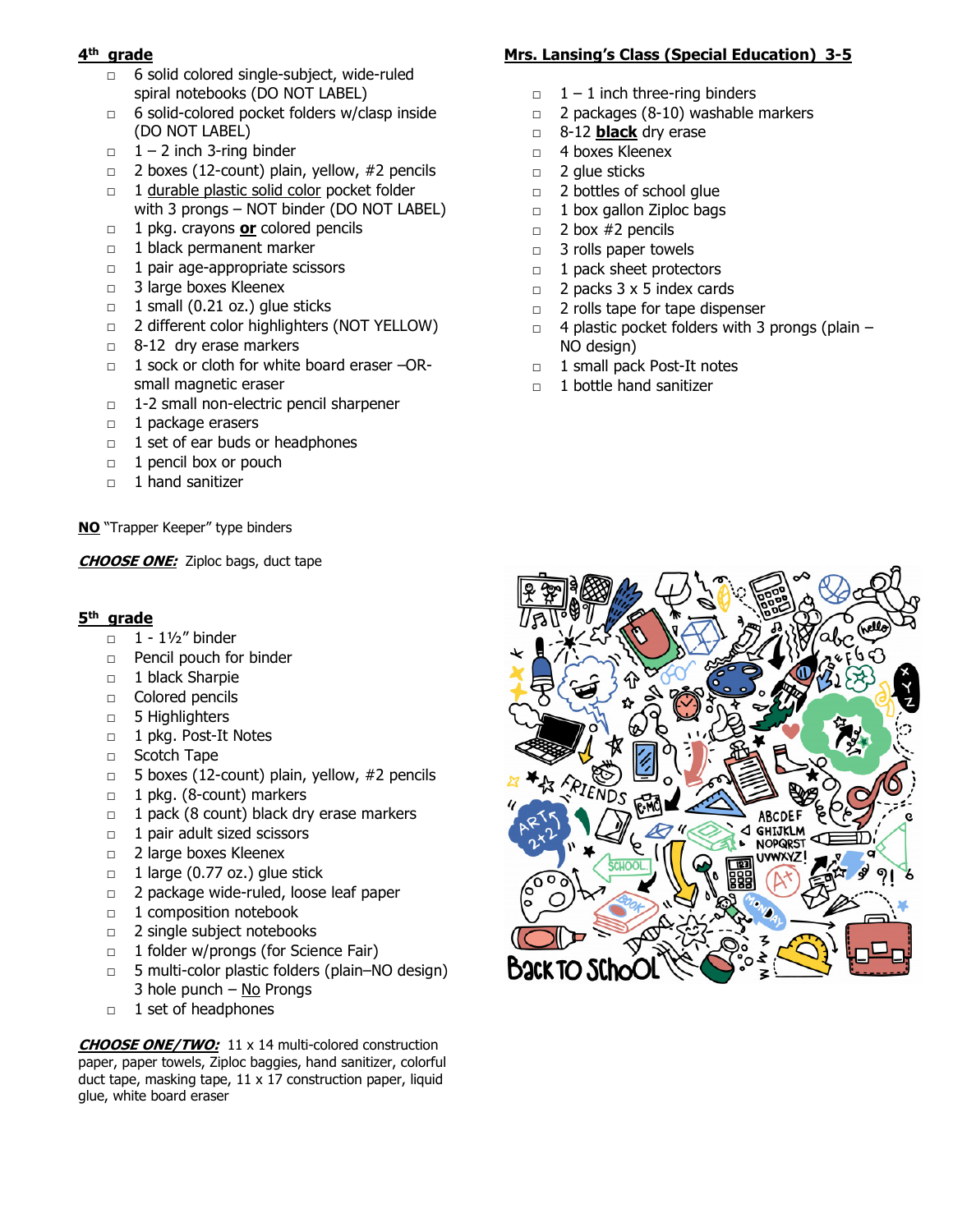## <u>4th grade</u>

- ☐ 6 solid colored single-subject, wide-ruled spiral notebooks (DO NOT LABEL)
- ☐ 6 solid-colored pocket folders w/clasp inside (DO NOT LABEL)
- ☐ 1 – 2 inch 3-ring binder
- ☐ 2 boxes (12-count) plain, yellow, #2 pencils
- ☐ 1 <u>durable plastic solid color</u> pocket folder with 3 prongs – NOT binder (DO NOT LABEL)
- ☐ 1 pkg. crayons **<u>or</u>** colored pencils
- ☐ 1 black permanent marker
- ☐ 1 pair age-appropriate scissors
- ☐ 3 large boxes Kleenex
- ☐ 1 small (0.21 oz.) glue sticks
- ☐ 2 different color highlighters (NOT YELLOW)
- ☐ 8-12 dry erase markers
- ☐ 1 sock or cloth for white board eraser –OR- small magnetic eraser
- ☐ 1-2 small non-electric pencil sharpener
- ☐ 1 package erasers
- ☐ 1 set of ear buds or headphones
- ☐ 1 pencil box or pouch
- ☐ 1 hand sanitizer

**<u>NO</u>** "Trapper Keeper" type binders

***<u>CHOOSE ONE:</u>*** Ziploc bags, duct tape

## <u>5th grade</u>

- ☐ 1 - 1½" binder
- ☐ Pencil pouch for binder
- ☐ 1 black Sharpie
- ☐ Colored pencils
- ☐ 5 Highlighters
- ☐ 1 pkg. Post-It Notes
- ☐ Scotch Tape
- ☐ 5 boxes (12-count) plain, yellow, #2 pencils
- ☐ 1 pkg. (8-count) markers
- ☐ 1 pack (8 count) black dry erase markers
- ☐ 1 pair adult sized scissors
- ☐ 2 large boxes Kleenex
- ☐ 1 large (0.77 oz.) glue stick
- ☐ 2 package wide-ruled, loose leaf paper
- ☐ 1 composition notebook
- ☐ 2 single subject notebooks
- ☐ 1 folder w/prongs (for Science Fair)
- ☐ 5 multi-color plastic folders (plain–NO design) 3 hole punch – <u>No</u> Prongs
- ☐ 1 set of headphones

***<u>CHOOSE ONE/TWO:</u>*** 11 x 14 multi-colored construction paper, paper towels, Ziploc baggies, hand sanitizer, colorful duct tape, masking tape, 11 x 17 construction paper, liquid glue, white board eraser

## <u>Mrs. Lansing's Class (Special Education) 3-5</u>

- ☐ 1 – 1 inch three-ring binders
- ☐ 2 packages (8-10) washable markers
- ☐ 8-12 **<u>black</u>** dry erase
- ☐ 4 boxes Kleenex
- ☐ 2 glue sticks
- ☐ 2 bottles of school glue
- ☐ 1 box gallon Ziploc bags
- ☐ 2 box #2 pencils
- ☐ 3 rolls paper towels
- ☐ 1 pack sheet protectors
- ☐ 2 packs 3 x 5 index cards
- ☐ 2 rolls tape for tape dispenser
- ☐ 4 plastic pocket folders with 3 prongs (plain – NO design)
- ☐ 1 small pack Post-It notes
- ☐ 1 bottle hand sanitizer